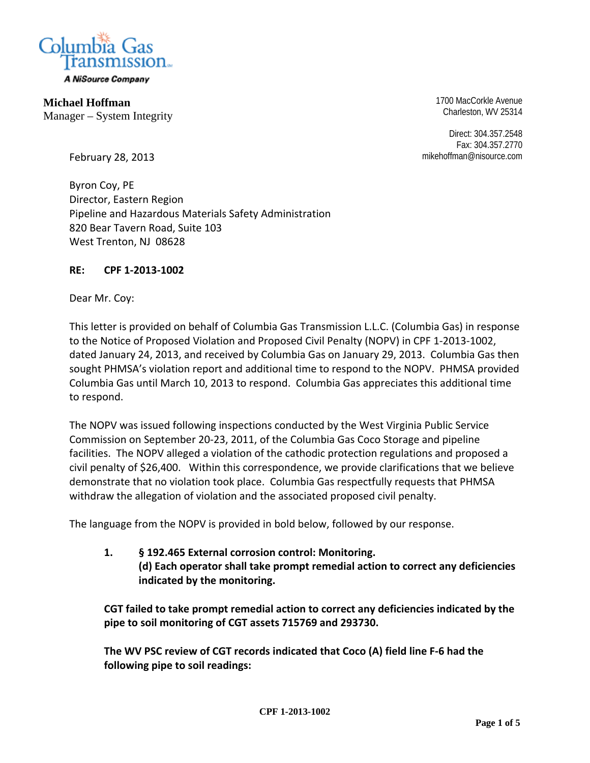Columbia Gas Transmission
A NiSource Company

**Michael Hoffman**
Manager – System Integrity

1700 MacCorkle Avenue
Charleston, WV 25314

Direct: 304.357.2548
Fax: 304.357.2770
mikehoffman@nisource.com

February 28, 2013

Byron Coy, PE
Director, Eastern Region
Pipeline and Hazardous Materials Safety Administration
820 Bear Tavern Road, Suite 103
West Trenton, NJ 08628

**RE: CPF 1-2013-1002**

Dear Mr. Coy:

This letter is provided on behalf of Columbia Gas Transmission L.L.C. (Columbia Gas) in response to the Notice of Proposed Violation and Proposed Civil Penalty (NOPV) in CPF 1-2013-1002, dated January 24, 2013, and received by Columbia Gas on January 29, 2013. Columbia Gas then sought PHMSA's violation report and additional time to respond to the NOPV. PHMSA provided Columbia Gas until March 10, 2013 to respond. Columbia Gas appreciates this additional time to respond.

The NOPV was issued following inspections conducted by the West Virginia Public Service Commission on September 20-23, 2011, of the Columbia Gas Coco Storage and pipeline facilities. The NOPV alleged a violation of the cathodic protection regulations and proposed a civil penalty of $26,400. Within this correspondence, we provide clarifications that we believe demonstrate that no violation took place. Columbia Gas respectfully requests that PHMSA withdraw the allegation of violation and the associated proposed civil penalty.

The language from the NOPV is provided in bold below, followed by our response.

1. **§ 192.465 External corrosion control: Monitoring.**
   **(d) Each operator shall take prompt remedial action to correct any deficiencies indicated by the monitoring.**

**CGT failed to take prompt remedial action to correct any deficiencies indicated by the pipe to soil monitoring of CGT assets 715769 and 293730.**

**The WV PSC review of CGT records indicated that Coco (A) field line F-6 had the following pipe to soil readings:**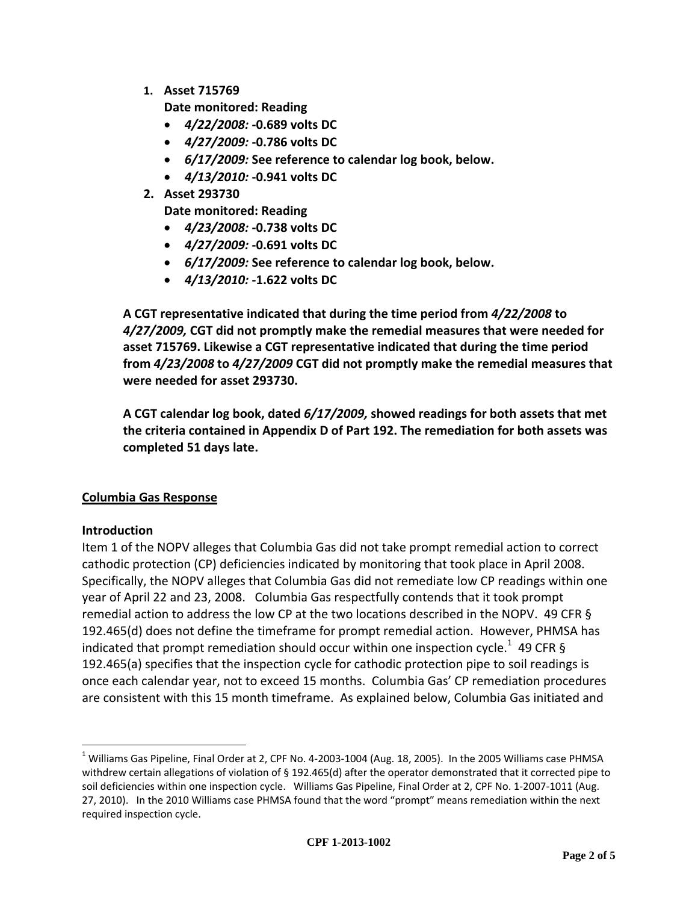1. **Asset 715769**
   **Date monitored: Reading**
   - ***4/22/2008:* -0.689 volts DC**
   - ***4/27/2009:* -0.786 volts DC**
   - ***6/17/2009:* See reference to calendar log book, below.**
   - ***4/13/2010:* -0.941 volts DC**
2. **Asset 293730**
   **Date monitored: Reading**
   - ***4/23/2008:* -0.738 volts DC**
   - ***4/27/2009:* -0.691 volts DC**
   - ***6/17/2009:* See reference to calendar log book, below.**
   - ***4/13/2010:* -1.622 volts DC**

**A CGT representative indicated that during the time period from *4/22/2008* to *4/27/2009,* CGT did not promptly make the remedial measures that were needed for asset 715769. Likewise a CGT representative indicated that during the time period from *4/23/2008* to *4/27/2009* CGT did not promptly make the remedial measures that were needed for asset 293730.**

**A CGT calendar log book, dated *6/17/2009,* showed readings for both assets that met the criteria contained in Appendix D of Part 192. The remediation for both assets was completed 51 days late.**

## Columbia Gas Response

### Introduction

Item 1 of the NOPV alleges that Columbia Gas did not take prompt remedial action to correct cathodic protection (CP) deficiencies indicated by monitoring that took place in April 2008. Specifically, the NOPV alleges that Columbia Gas did not remediate low CP readings within one year of April 22 and 23, 2008. Columbia Gas respectfully contends that it took prompt remedial action to address the low CP at the two locations described in the NOPV. 49 CFR § 192.465(d) does not define the timeframe for prompt remedial action. However, PHMSA has indicated that prompt remediation should occur within one inspection cycle.[1] 49 CFR § 192.465(a) specifies that the inspection cycle for cathodic protection pipe to soil readings is once each calendar year, not to exceed 15 months. Columbia Gas' CP remediation procedures are consistent with this 15 month timeframe. As explained below, Columbia Gas initiated and

---

[1] Williams Gas Pipeline, Final Order at 2, CPF No. 4-2003-1004 (Aug. 18, 2005). In the 2005 Williams case PHMSA withdrew certain allegations of violation of § 192.465(d) after the operator demonstrated that it corrected pipe to soil deficiencies within one inspection cycle. Williams Gas Pipeline, Final Order at 2, CPF No. 1-2007-1011 (Aug. 27, 2010). In the 2010 Williams case PHMSA found that the word "prompt" means remediation within the next required inspection cycle.

**CPF 1-2013-1002**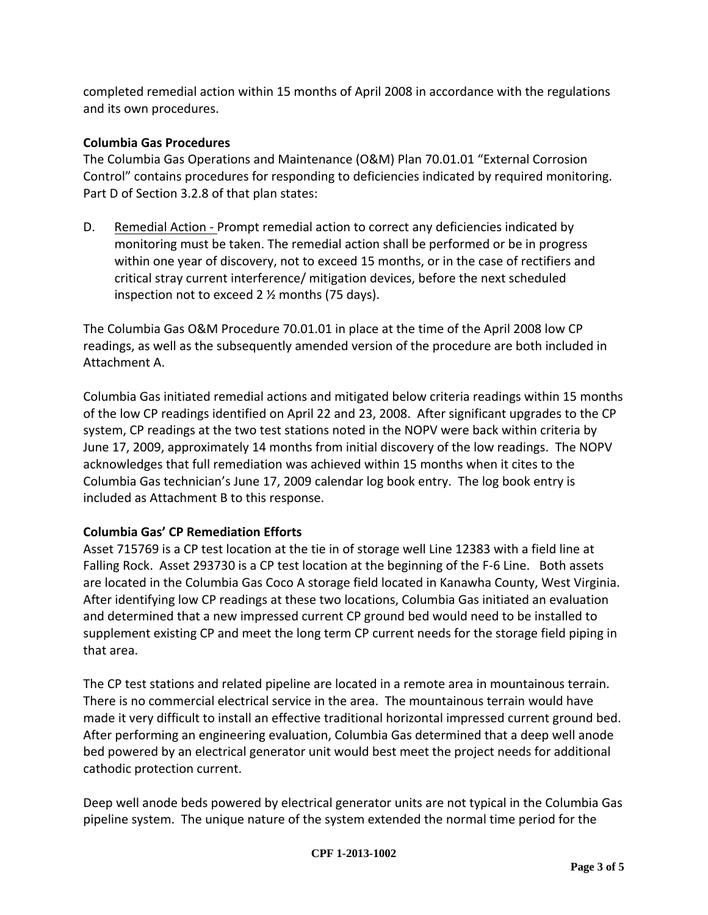completed remedial action within 15 months of April 2008 in accordance with the regulations and its own procedures.

**Columbia Gas Procedures**

The Columbia Gas Operations and Maintenance (O&M) Plan 70.01.01 "External Corrosion Control" contains procedures for responding to deficiencies indicated by required monitoring. Part D of Section 3.2.8 of that plan states:

D. Remedial Action - Prompt remedial action to correct any deficiencies indicated by monitoring must be taken. The remedial action shall be performed or be in progress within one year of discovery, not to exceed 15 months, or in the case of rectifiers and critical stray current interference/ mitigation devices, before the next scheduled inspection not to exceed 2 ½ months (75 days).

The Columbia Gas O&M Procedure 70.01.01 in place at the time of the April 2008 low CP readings, as well as the subsequently amended version of the procedure are both included in Attachment A.

Columbia Gas initiated remedial actions and mitigated below criteria readings within 15 months of the low CP readings identified on April 22 and 23, 2008. After significant upgrades to the CP system, CP readings at the two test stations noted in the NOPV were back within criteria by June 17, 2009, approximately 14 months from initial discovery of the low readings. The NOPV acknowledges that full remediation was achieved within 15 months when it cites to the Columbia Gas technician's June 17, 2009 calendar log book entry. The log book entry is included as Attachment B to this response.

**Columbia Gas' CP Remediation Efforts**

Asset 715769 is a CP test location at the tie in of storage well Line 12383 with a field line at Falling Rock. Asset 293730 is a CP test location at the beginning of the F-6 Line. Both assets are located in the Columbia Gas Coco A storage field located in Kanawha County, West Virginia. After identifying low CP readings at these two locations, Columbia Gas initiated an evaluation and determined that a new impressed current CP ground bed would need to be installed to supplement existing CP and meet the long term CP current needs for the storage field piping in that area.

The CP test stations and related pipeline are located in a remote area in mountainous terrain. There is no commercial electrical service in the area. The mountainous terrain would have made it very difficult to install an effective traditional horizontal impressed current ground bed. After performing an engineering evaluation, Columbia Gas determined that a deep well anode bed powered by an electrical generator unit would best meet the project needs for additional cathodic protection current.

Deep well anode beds powered by electrical generator units are not typical in the Columbia Gas pipeline system. The unique nature of the system extended the normal time period for the

CPF 1-2013-1002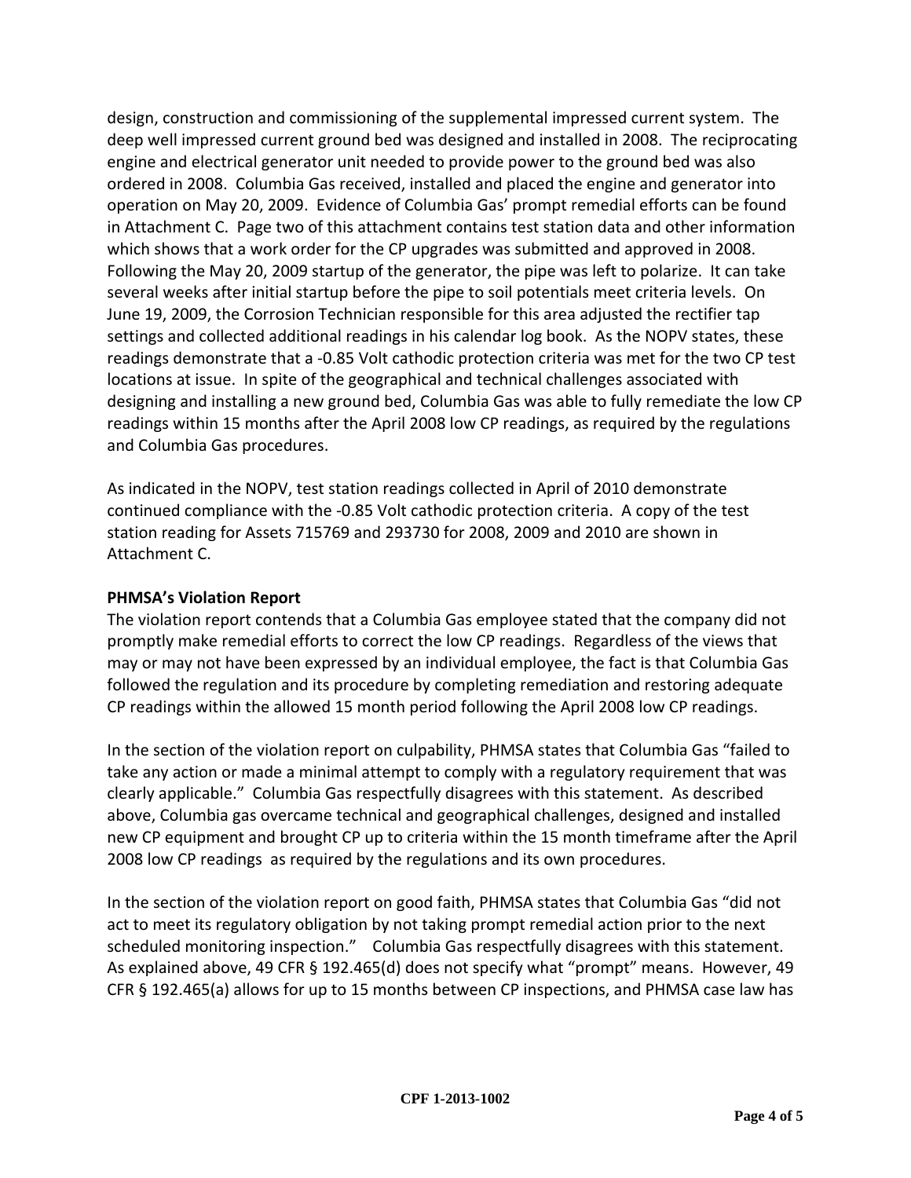design, construction and commissioning of the supplemental impressed current system. The deep well impressed current ground bed was designed and installed in 2008. The reciprocating engine and electrical generator unit needed to provide power to the ground bed was also ordered in 2008. Columbia Gas received, installed and placed the engine and generator into operation on May 20, 2009. Evidence of Columbia Gas' prompt remedial efforts can be found in Attachment C. Page two of this attachment contains test station data and other information which shows that a work order for the CP upgrades was submitted and approved in 2008. Following the May 20, 2009 startup of the generator, the pipe was left to polarize. It can take several weeks after initial startup before the pipe to soil potentials meet criteria levels. On June 19, 2009, the Corrosion Technician responsible for this area adjusted the rectifier tap settings and collected additional readings in his calendar log book. As the NOPV states, these readings demonstrate that a -0.85 Volt cathodic protection criteria was met for the two CP test locations at issue. In spite of the geographical and technical challenges associated with designing and installing a new ground bed, Columbia Gas was able to fully remediate the low CP readings within 15 months after the April 2008 low CP readings, as required by the regulations and Columbia Gas procedures.

As indicated in the NOPV, test station readings collected in April of 2010 demonstrate continued compliance with the -0.85 Volt cathodic protection criteria. A copy of the test station reading for Assets 715769 and 293730 for 2008, 2009 and 2010 are shown in Attachment C.

**PHMSA's Violation Report**

The violation report contends that a Columbia Gas employee stated that the company did not promptly make remedial efforts to correct the low CP readings. Regardless of the views that may or may not have been expressed by an individual employee, the fact is that Columbia Gas followed the regulation and its procedure by completing remediation and restoring adequate CP readings within the allowed 15 month period following the April 2008 low CP readings.

In the section of the violation report on culpability, PHMSA states that Columbia Gas "failed to take any action or made a minimal attempt to comply with a regulatory requirement that was clearly applicable." Columbia Gas respectfully disagrees with this statement. As described above, Columbia gas overcame technical and geographical challenges, designed and installed new CP equipment and brought CP up to criteria within the 15 month timeframe after the April 2008 low CP readings as required by the regulations and its own procedures.

In the section of the violation report on good faith, PHMSA states that Columbia Gas "did not act to meet its regulatory obligation by not taking prompt remedial action prior to the next scheduled monitoring inspection." Columbia Gas respectfully disagrees with this statement. As explained above, 49 CFR § 192.465(d) does not specify what "prompt" means. However, 49 CFR § 192.465(a) allows for up to 15 months between CP inspections, and PHMSA case law has

CPF 1-2013-1002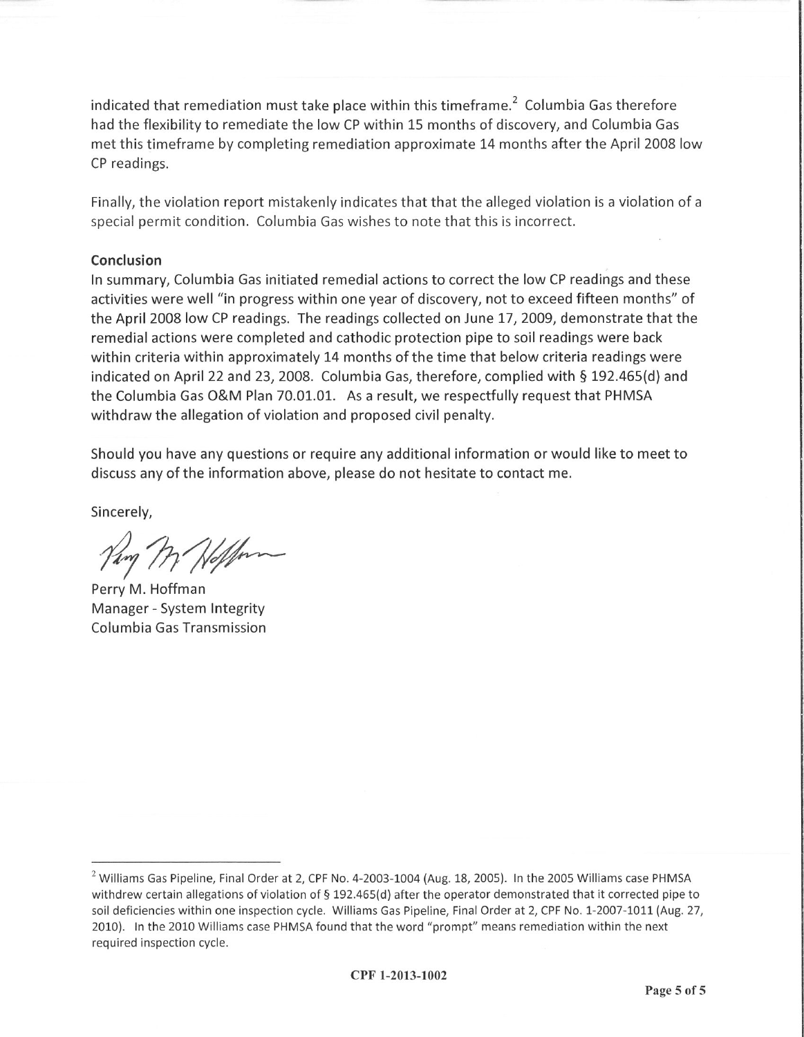indicated that remediation must take place within this timeframe.[2] Columbia Gas therefore had the flexibility to remediate the low CP within 15 months of discovery, and Columbia Gas met this timeframe by completing remediation approximate 14 months after the April 2008 low CP readings.

Finally, the violation report mistakenly indicates that that the alleged violation is a violation of a special permit condition. Columbia Gas wishes to note that this is incorrect.

**Conclusion**

In summary, Columbia Gas initiated remedial actions to correct the low CP readings and these activities were well "in progress within one year of discovery, not to exceed fifteen months" of the April 2008 low CP readings. The readings collected on June 17, 2009, demonstrate that the remedial actions were completed and cathodic protection pipe to soil readings were back within criteria within approximately 14 months of the time that below criteria readings were indicated on April 22 and 23, 2008. Columbia Gas, therefore, complied with § 192.465(d) and the Columbia Gas O&M Plan 70.01.01. As a result, we respectfully request that PHMSA withdraw the allegation of violation and proposed civil penalty.

Should you have any questions or require any additional information or would like to meet to discuss any of the information above, please do not hesitate to contact me.

Sincerely,

Perry M. Hoffman
Manager - System Integrity
Columbia Gas Transmission

---

[2] Williams Gas Pipeline, Final Order at 2, CPF No. 4-2003-1004 (Aug. 18, 2005). In the 2005 Williams case PHMSA withdrew certain allegations of violation of § 192.465(d) after the operator demonstrated that it corrected pipe to soil deficiencies within one inspection cycle. Williams Gas Pipeline, Final Order at 2, CPF No. 1-2007-1011 (Aug. 27, 2010). In the 2010 Williams case PHMSA found that the word "prompt" means remediation within the next required inspection cycle.

**CPF 1-2013-1002**